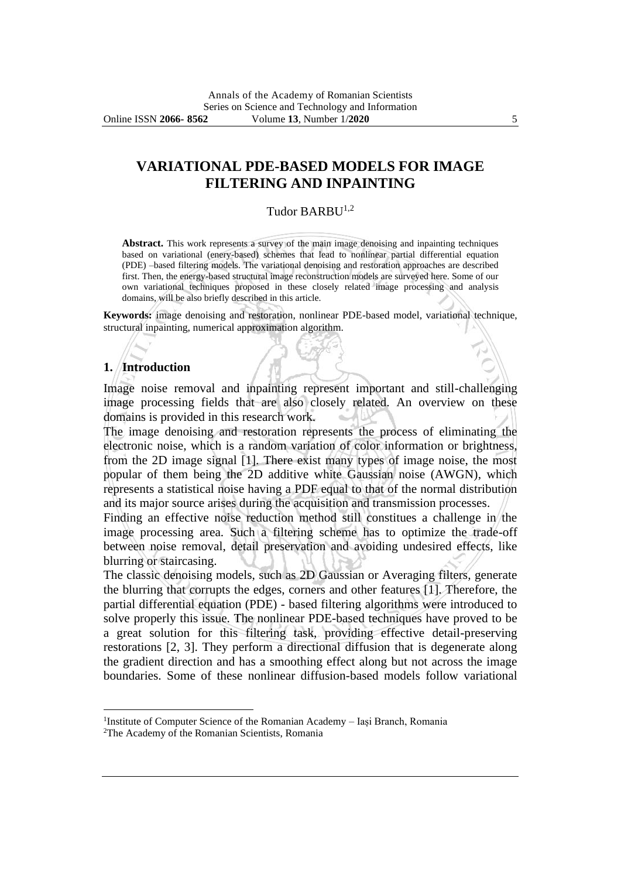# VARIATIONAL PDE-BASED MODELS FOR IMAGE FILTERING AND INPAINTING

Tudor BARBU[1,2]

**Abstract.** This work represents a survey of the main image denoising and inpainting techniques based on variational (enery-based) schemes that lead to nonlinear partial differential equation (PDE) –based filtering models. The variational denoising and restoration approaches are described first. Then, the energy-based structural image reconstruction models are surveyed here. Some of our own variational techniques proposed in these closely related image processing and analysis domains, will be also briefly described in this article.

**Keywords:** image denoising and restoration, nonlinear PDE-based model, variational technique, structural inpainting, numerical approximation algorithm.

## 1. Introduction

Image noise removal and inpainting represent important and still-challenging image processing fields that are also closely related. An overview on these domains is provided in this research work.

The image denoising and restoration represents the process of eliminating the electronic noise, which is a random variation of color information or brightness, from the 2D image signal [1]. There exist many types of image noise, the most popular of them being the 2D additive white Gaussian noise (AWGN), which represents a statistical noise having a PDF equal to that of the normal distribution and its major source arises during the acquisition and transmission processes.

Finding an effective noise reduction method still constitues a challenge in the image processing area. Such a filtering scheme has to optimize the trade-off between noise removal, detail preservation and avoiding undesired effects, like blurring or staircasing.

The classic denoising models, such as 2D Gaussian or Averaging filters, generate the blurring that corrupts the edges, corners and other features [1]. Therefore, the partial differential equation (PDE) - based filtering algorithms were introduced to solve properly this issue. The nonlinear PDE-based techniques have proved to be a great solution for this filtering task, providing effective detail-preserving restorations [2, 3]. They perform a directional diffusion that is degenerate along the gradient direction and has a smoothing effect along but not across the image boundaries. Some of these nonlinear diffusion-based models follow variational

[1]Institute of Computer Science of the Romanian Academy – Iași Branch, Romania
[2]The Academy of the Romanian Scientists, Romania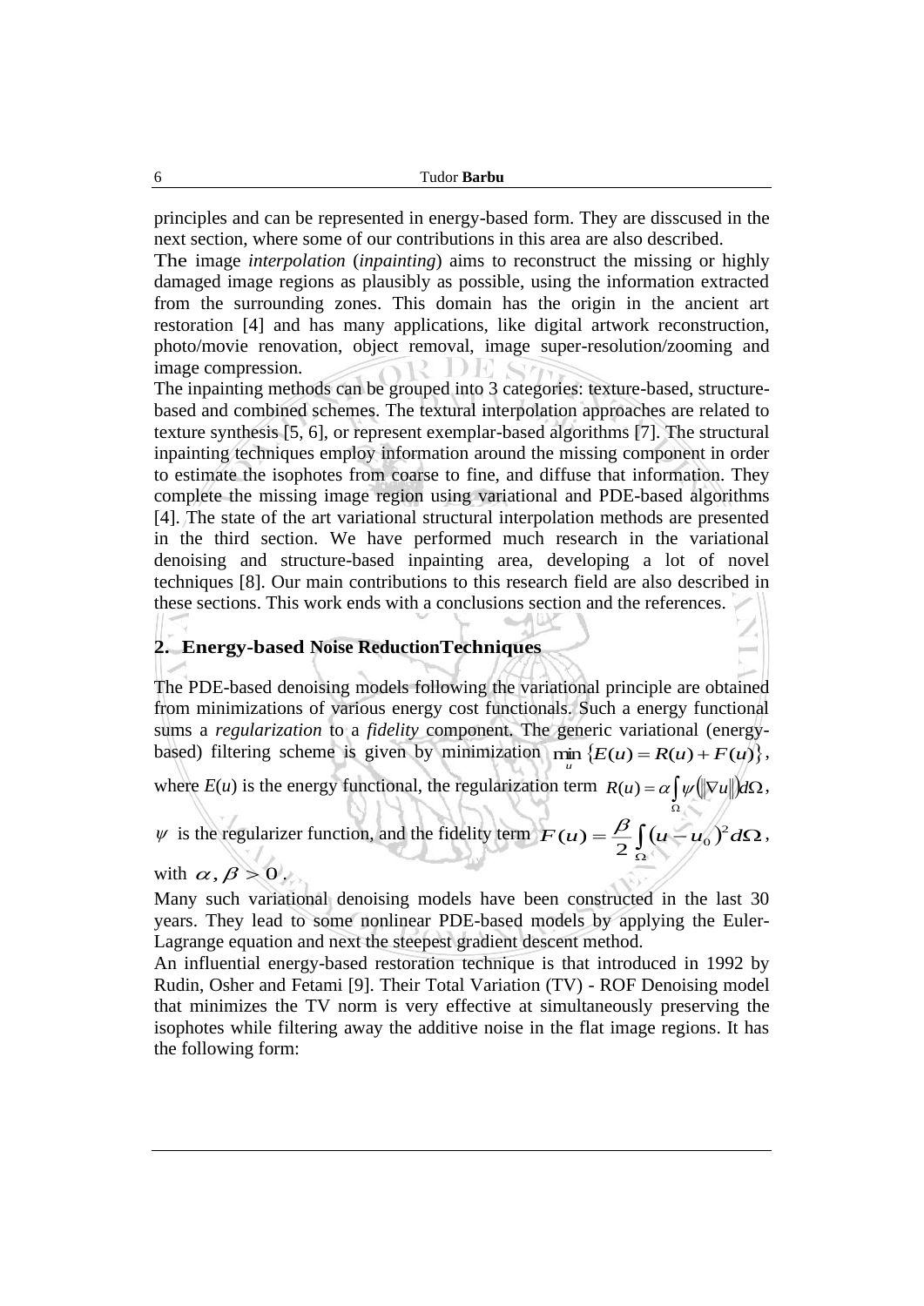principles and can be represented in energy-based form. They are disscused in the next section, where some of our contributions in this area are also described.

The image *interpolation* (*inpainting*) aims to reconstruct the missing or highly damaged image regions as plausibly as possible, using the information extracted from the surrounding zones. This domain has the origin in the ancient art restoration [4] and has many applications, like digital artwork reconstruction, photo/movie renovation, object removal, image super-resolution/zooming and image compression.

The inpainting methods can be grouped into 3 categories: texture-based, structure-based and combined schemes. The textural interpolation approaches are related to texture synthesis [5, 6], or represent exemplar-based algorithms [7]. The structural inpainting techniques employ information around the missing component in order to estimate the isophotes from coarse to fine, and diffuse that information. They complete the missing image region using variational and PDE-based algorithms [4]. The state of the art variational structural interpolation methods are presented in the third section. We have performed much research in the variational denoising and structure-based inpainting area, developing a lot of novel techniques [8]. Our main contributions to this research field are also described in these sections. This work ends with a conclusions section and the references.

## 2. Energy-based Noise ReductionTechniques

The PDE-based denoising models following the variational principle are obtained from minimizations of various energy cost functionals. Such a energy functional sums a *regularization* to a *fidelity* component. The generic variational (energy-based) filtering scheme is given by minimization $\min_u \{E(u) = R(u) + F(u)\}$, where $E(u)$ is the energy functional, the regularization term $R(u) = \alpha \int_\Omega \psi(\|\nabla u\|) d\Omega$, $\psi$ is the regularizer function, and the fidelity term $F(u) = \frac{\beta}{2} \int_\Omega (u - u_0)^2 d\Omega$, with $\alpha, \beta > 0$.

Many such variational denoising models have been constructed in the last 30 years. They lead to some nonlinear PDE-based models by applying the Euler-Lagrange equation and next the steepest gradient descent method.

An influential energy-based restoration technique is that introduced in 1992 by Rudin, Osher and Fetami [9]. Their Total Variation (TV) - ROF Denoising model that minimizes the TV norm is very effective at simultaneously preserving the isophotes while filtering away the additive noise in the flat image regions. It has the following form: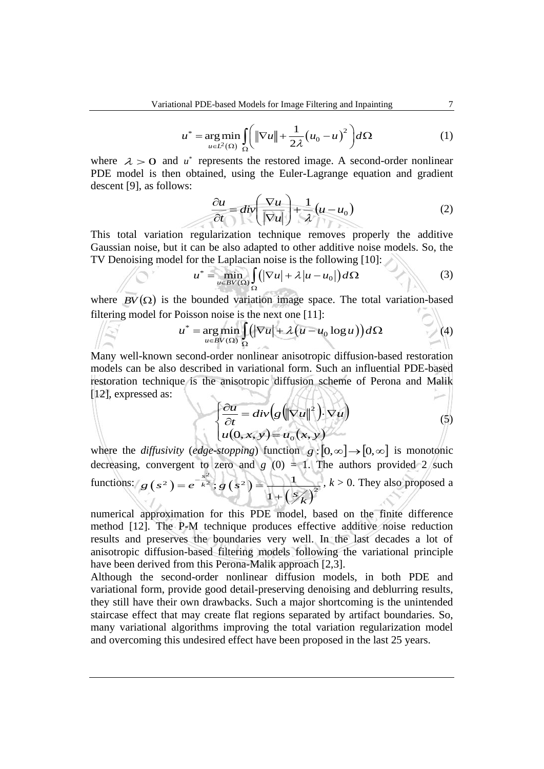$$u^* = \arg\min_{u \in L^2(\Omega)} \int_{\Omega} \left( \|\nabla u\| + \frac{1}{2\lambda} (u_0 - u)^2 \right) d\Omega \tag{1}$$

where $\lambda > 0$ and $u^*$ represents the restored image. A second-order nonlinear PDE model is then obtained, using the Euler-Lagrange equation and gradient descent [9], as follows:

$$\frac{\partial u}{\partial t} = div\left( \frac{\nabla u}{|\nabla u|} \right) + \frac{1}{\lambda} (u - u_0) \tag{2}$$

This total variation regularization technique removes properly the additive Gaussian noise, but it can be also adapted to other additive noise models. So, the TV Denoising model for the Laplacian noise is the following [10]:

$$u^* = \min_{u \in BV(\Omega)} \int_{\Omega} \left( |\nabla u| + \lambda |u - u_0| \right) d\Omega \tag{3}$$

where $BV(\Omega)$ is the bounded variation image space. The total variation-based filtering model for Poisson noise is the next one [11]:

$$u^* = \arg\min_{u \in BV(\Omega)} \int_{\Omega} \left( |\nabla u| + \lambda (u - u_0 \log u) \right) d\Omega \tag{4}$$

Many well-known second-order nonlinear anisotropic diffusion-based restoration models can be also described in variational form. Such an influential PDE-based restoration technique is the anisotropic diffusion scheme of Perona and Malik [12], expressed as:

$$\begin{cases} \dfrac{\partial u}{\partial t} = div\left( g\left( \|\nabla u\|^2 \right) \cdot \nabla u \right) \\ u(0, x, y) = u_0(x, y) \end{cases} \tag{5}$$

where the *diffusivity* (*edge-stopping*) function $g : [0, \infty] \to [0, \infty]$ is monotonic decreasing, convergent to zero and $g$ (0) = 1. The authors provided 2 such functions: $g(s^2) = e^{-\frac{s^2}{k^2}}; g(s^2) = \frac{1}{1 + \left( \frac{s}{k} \right)^2}$, $k > 0$. They also proposed a numerical approximation for this PDE model, based on the finite difference method [12]. The P-M technique produces effective additive noise reduction results and preserves the boundaries very well. In the last decades a lot of anisotropic diffusion-based filtering models following the variational principle have been derived from this Perona-Malik approach [2,3].

Although the second-order nonlinear diffusion models, in both PDE and variational form, provide good detail-preserving denoising and deblurring results, they still have their own drawbacks. Such a major shortcoming is the unintended staircase effect that may create flat regions separated by artifact boundaries. So, many variational algorithms improving the total variation regularization model and overcoming this undesired effect have been proposed in the last 25 years.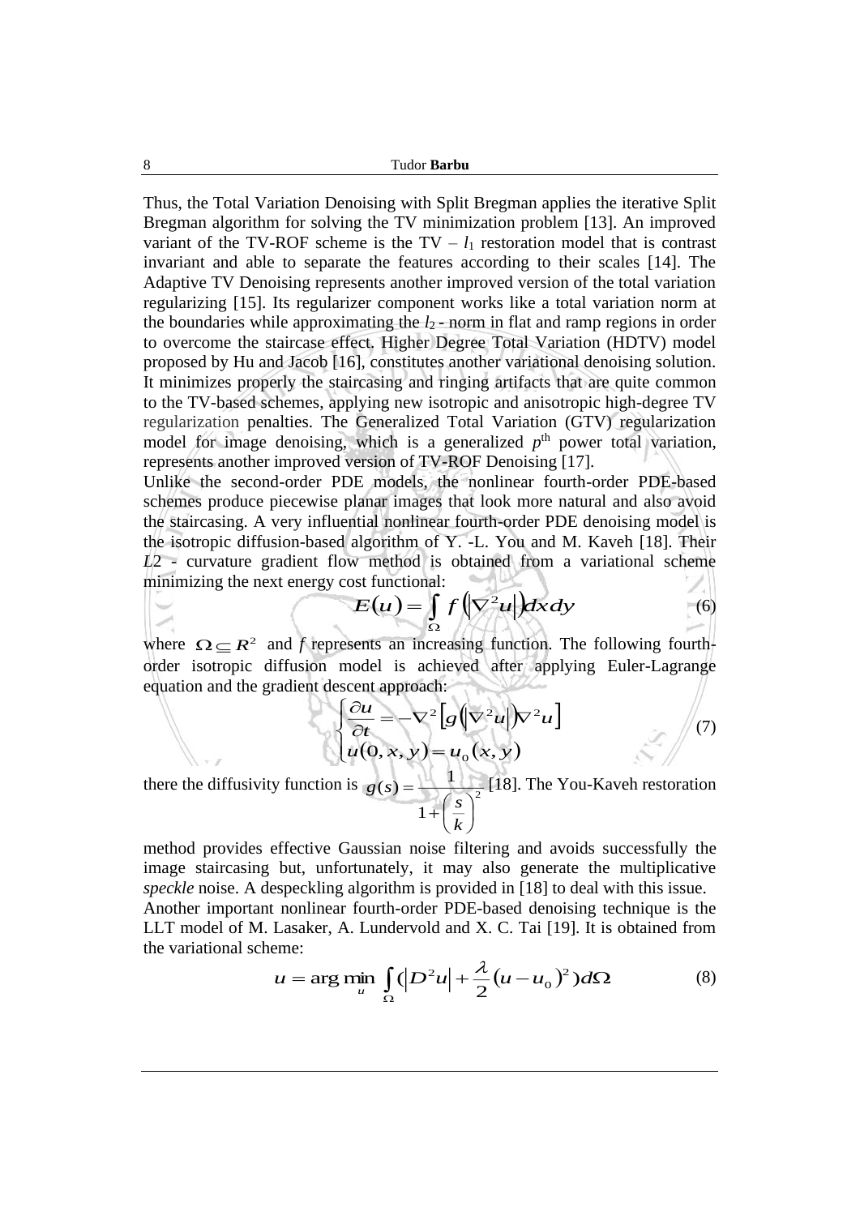Thus, the Total Variation Denoising with Split Bregman applies the iterative Split Bregman algorithm for solving the TV minimization problem [13]. An improved variant of the TV-ROF scheme is the TV – $l_1$ restoration model that is contrast invariant and able to separate the features according to their scales [14]. The Adaptive TV Denoising represents another improved version of the total variation regularizing [15]. Its regularizer component works like a total variation norm at the boundaries while approximating the $l_2$ - norm in flat and ramp regions in order to overcome the staircase effect. Higher Degree Total Variation (HDTV) model proposed by Hu and Jacob [16], constitutes another variational denoising solution. It minimizes properly the staircasing and ringing artifacts that are quite common to the TV-based schemes, applying new isotropic and anisotropic high-degree TV regularization penalties. The Generalized Total Variation (GTV) regularization model for image denoising, which is a generalized $p^{th}$ power total variation, represents another improved version of TV-ROF Denoising [17].

Unlike the second-order PDE models, the nonlinear fourth-order PDE-based schemes produce piecewise planar images that look more natural and also avoid the staircasing. A very influential nonlinear fourth-order PDE denoising model is the isotropic diffusion-based algorithm of Y. -L. You and M. Kaveh [18]. Their $L2$ - curvature gradient flow method is obtained from a variational scheme minimizing the next energy cost functional:

$$E(u) = \int_{\Omega} f\left(\left|\nabla^2 u\right|\right) dx dy \tag{6}$$

where $\Omega \subseteq R^2$ and $f$ represents an increasing function. The following fourth-order isotropic diffusion model is achieved after applying Euler-Lagrange equation and the gradient descent approach:

$$\begin{cases} \dfrac{\partial u}{\partial t} = -\nabla^2\left[g\left(\left|\nabla^2 u\right|\right)\nabla^2 u\right] \\ u(0, x, y) = u_0(x, y) \end{cases} \tag{7}$$

there the diffusivity function is $g(s) = \dfrac{1}{1 + \left(\dfrac{s}{k}\right)^2}$ [18]. The You-Kaveh restoration method provides effective Gaussian noise filtering and avoids successfully the image staircasing but, unfortunately, it may also generate the multiplicative *speckle* noise. A despeckling algorithm is provided in [18] to deal with this issue.

Another important nonlinear fourth-order PDE-based denoising technique is the LLT model of M. Lasaker, A. Lundervold and X. C. Tai [19]. It is obtained from the variational scheme:

$$u = \arg\min_u \int_{\Omega} \left(\left|D^2 u\right| + \frac{\lambda}{2}(u - u_0)^2\right) d\Omega \tag{8}$$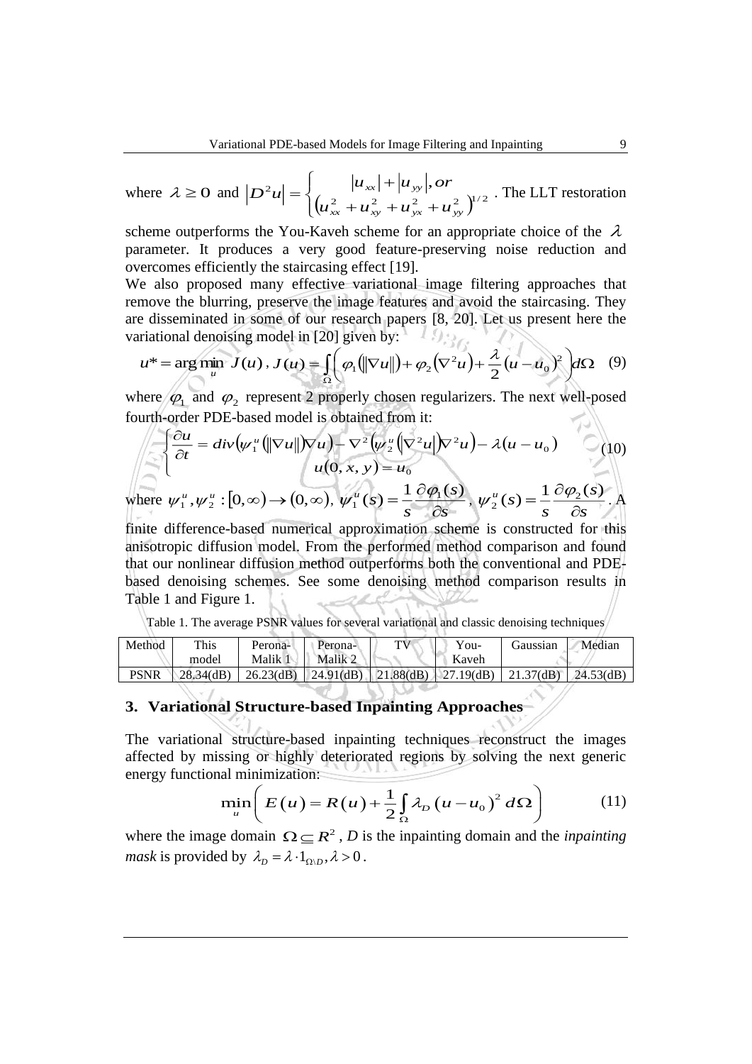where $\lambda \geq 0$ and $\left|D^2 u\right| = \begin{cases} |u_{xx}| + |u_{yy}|, or \\ \left(u_{xx}^2 + u_{xy}^2 + u_{yx}^2 + u_{yy}^2\right)^{1/2} \end{cases}$. The LLT restoration scheme outperforms the You-Kaveh scheme for an appropriate choice of the $\lambda$ parameter. It produces a very good feature-preserving noise reduction and overcomes efficiently the staircasing effect [19].

We also proposed many effective variational image filtering approaches that remove the blurring, preserve the image features and avoid the staircasing. They are disseminated in some of our research papers [8, 20]. Let us present here the variational denoising model in [20] given by:

$$u^* = \arg\min_u J(u),\; J(u) = \int_\Omega \left( \varphi_1(\|\nabla u\|) + \varphi_2(\nabla^2 u) + \frac{\lambda}{2}(u - u_0)^2 \right) d\Omega \quad (9)$$

where $\varphi_1$ and $\varphi_2$ represent 2 properly chosen regularizers. The next well-posed fourth-order PDE-based model is obtained from it:

$$\begin{cases} \dfrac{\partial u}{\partial t} = div\left(\psi_1^u(\|\nabla u\|)\nabla u\right) - \nabla^2\left(\psi_2^u\left(\left|\nabla^2 u\right|\right)\nabla^2 u\right) - \lambda(u - u_0) \\ u(0, x, y) = u_0 \end{cases} \quad (10)$$

where $\psi_1^u, \psi_2^u : [0,\infty) \to (0,\infty)$, $\psi_1^u(s) = \dfrac{1}{s}\dfrac{\partial \varphi_1(s)}{\partial s}$, $\psi_2^u(s) = \dfrac{1}{s}\dfrac{\partial \varphi_2(s)}{\partial s}$. A finite difference-based numerical approximation scheme is constructed for this anisotropic diffusion model. From the performed method comparison and found that our nonlinear diffusion method outperforms both the conventional and PDE-based denoising schemes. See some denoising method comparison results in Table 1 and Figure 1.

Table 1. The average PSNR values for several variational and classic denoising techniques

| Method | This model | Perona-Malik 1 | Perona-Malik 2 | TV | You-Kaveh | Gaussian | Median |
|---|---|---|---|---|---|---|---|
| PSNR | 28.34(dB) | 26.23(dB) | 24.91(dB) | 21.88(dB) | 27.19(dB) | 21.37(dB) | 24.53(dB) |

## 3. Variational Structure-based Inpainting Approaches

The variational structure-based inpainting techniques reconstruct the images affected by missing or highly deteriorated regions by solving the next generic energy functional minimization:

$$\min_u \left( E(u) = R(u) + \frac{1}{2}\int_\Omega \lambda_D (u - u_0)^2 \, d\Omega \right) \quad (11)$$

where the image domain $\Omega \subseteq R^2$, $D$ is the inpainting domain and the *inpainting mask* is provided by $\lambda_D = \lambda \cdot 1_{\Omega \setminus D}, \lambda > 0$.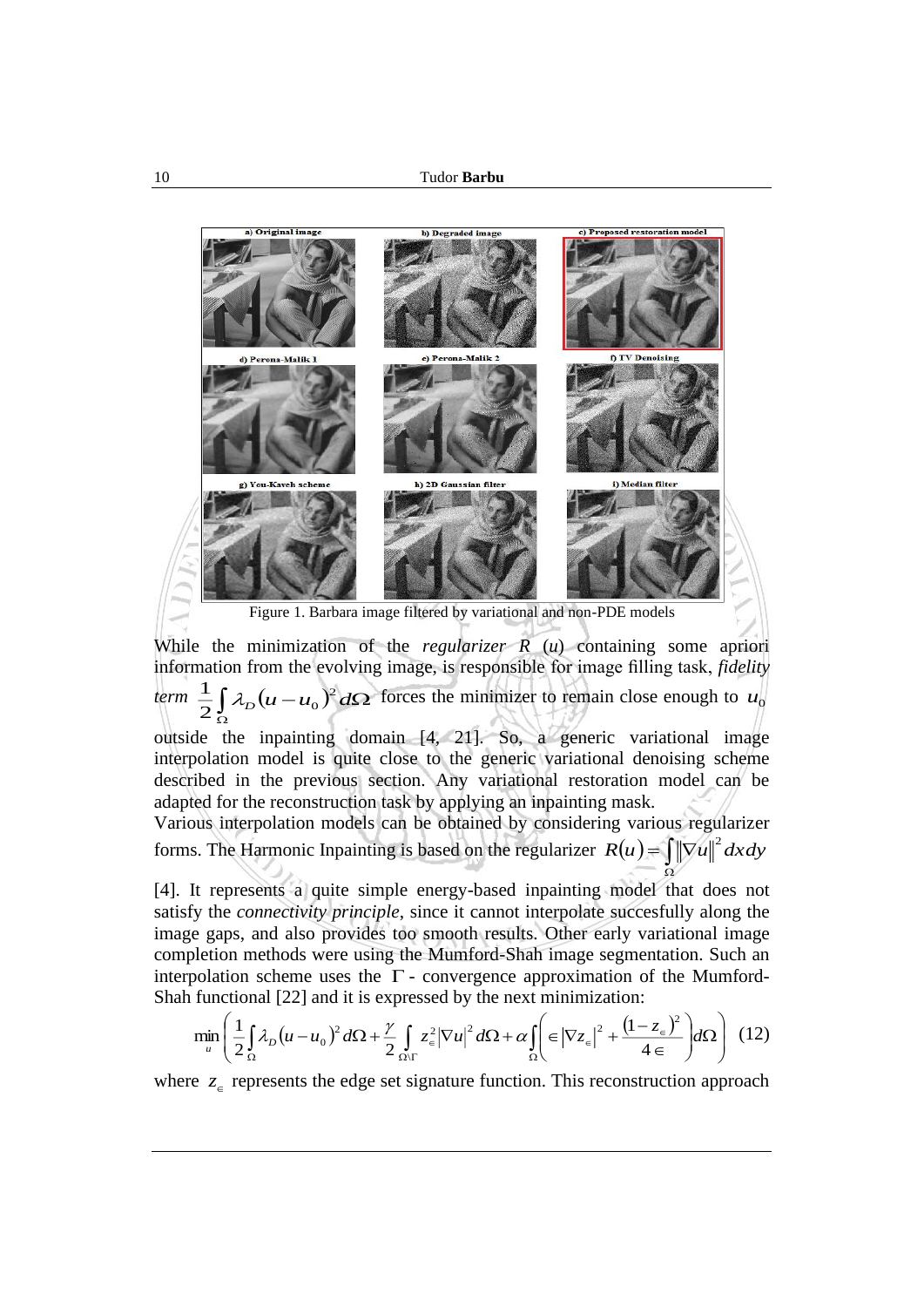Figure 1. Barbara image filtered by variational and non-PDE models

While the minimization of the *regularizer* $R$ ($u$) containing some apriori information from the evolving image, is responsible for image filling task, *fidelity term* $\frac{1}{2}\int_{\Omega} \lambda_D (u - u_0)^2 d\Omega$ forces the minimizer to remain close enough to $u_0$ outside the inpainting domain [4, 21]. So, a generic variational image interpolation model is quite close to the generic variational denoising scheme described in the previous section. Any variational restoration model can be adapted for the reconstruction task by applying an inpainting mask.

Various interpolation models can be obtained by considering various regularizer forms. The Harmonic Inpainting is based on the regularizer $R(u) = \int_{\Omega} \|\nabla u\|^2 dxdy$ [4]. It represents a quite simple energy-based inpainting model that does not satisfy the *connectivity principle*, since it cannot interpolate succesfully along the image gaps, and also provides too smooth results. Other early variational image completion methods were using the Mumford-Shah image segmentation. Such an interpolation scheme uses the $\Gamma$ - convergence approximation of the Mumford-Shah functional [22] and it is expressed by the next minimization:

$$\min_u \left( \frac{1}{2}\int_{\Omega} \lambda_D (u - u_0)^2 d\Omega + \frac{\gamma}{2}\int_{\Omega \setminus \Gamma} z_{\in}^2 |\nabla u|^2 d\Omega + \alpha \int_{\Omega} \left( \in |\nabla z_{\in}|^2 + \frac{(1 - z_{\in})^2}{4 \in} \right) d\Omega \right) \quad (12)$$

where $z_{\in}$ represents the edge set signature function. This reconstruction approach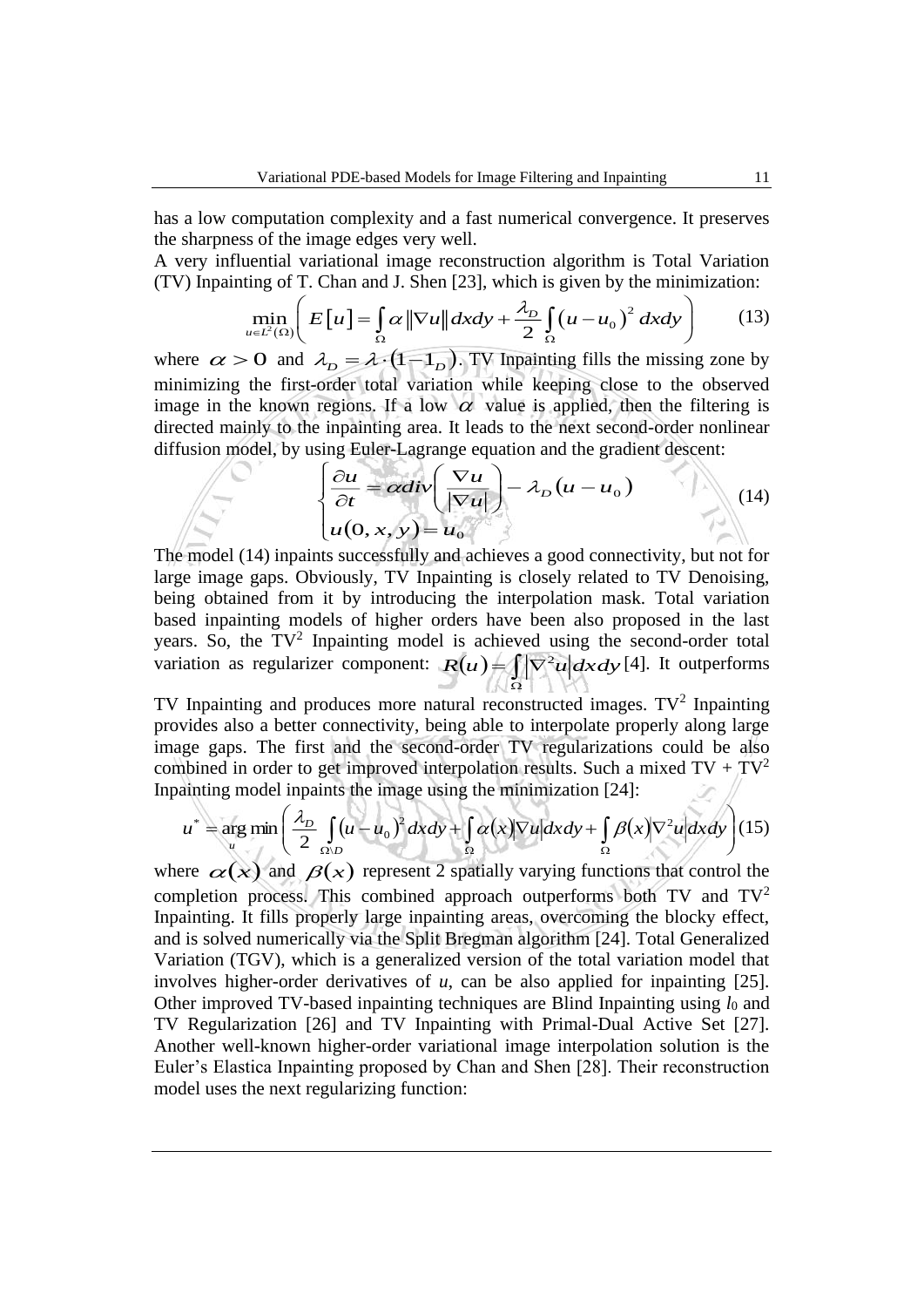has a low computation complexity and a fast numerical convergence. It preserves the sharpness of the image edges very well.

A very influential variational image reconstruction algorithm is Total Variation (TV) Inpainting of T. Chan and J. Shen [23], which is given by the minimization:

$$\min_{u \in L^2(\Omega)} \left( E[u] = \int_{\Omega} \alpha \|\nabla u\| dxdy + \frac{\lambda_D}{2} \int_{\Omega} (u - u_0)^2 dxdy \right) \tag{13}$$

where $\alpha > 0$ and $\lambda_D = \lambda \cdot (1 - 1_D)$. TV Inpainting fills the missing zone by minimizing the first-order total variation while keeping close to the observed image in the known regions. If a low $\alpha$ value is applied, then the filtering is directed mainly to the inpainting area. It leads to the next second-order nonlinear diffusion model, by using Euler-Lagrange equation and the gradient descent:

$$\begin{cases} \dfrac{\partial u}{\partial t} = \alpha div\left( \dfrac{\nabla u}{|\nabla u|} \right) - \lambda_D (u - u_0) \\ u(0, x, y) = u_0 \end{cases} \tag{14}$$

The model (14) inpaints successfully and achieves a good connectivity, but not for large image gaps. Obviously, TV Inpainting is closely related to TV Denoising, being obtained from it by introducing the interpolation mask. Total variation based inpainting models of higher orders have been also proposed in the last years. So, the $TV^2$ Inpainting model is achieved using the second-order total variation as regularizer component: $R(u) = \int_{\Omega} |\nabla^2 u| dxdy$ [4]. It outperforms TV Inpainting and produces more natural reconstructed images. $TV^2$ Inpainting provides also a better connectivity, being able to interpolate properly along large image gaps. The first and the second-order TV regularizations could be also combined in order to get improved interpolation results. Such a mixed TV + $TV^2$ Inpainting model inpaints the image using the minimization [24]:

$$u^* = \arg\min_u \left( \frac{\lambda_D}{2} \int_{\Omega \setminus D} (u - u_0)^2 dxdy + \int_{\Omega} \alpha(x) |\nabla u| dxdy + \int_{\Omega} \beta(x) |\nabla^2 u| dxdy \right) \tag{15}$$

where $\alpha(x)$ and $\beta(x)$ represent 2 spatially varying functions that control the completion process. This combined approach outperforms both TV and $TV^2$ Inpainting. It fills properly large inpainting areas, overcoming the blocky effect, and is solved numerically via the Split Bregman algorithm [24]. Total Generalized Variation (TGV), which is a generalized version of the total variation model that involves higher-order derivatives of $u$, can be also applied for inpainting [25]. Other improved TV-based inpainting techniques are Blind Inpainting using $l_0$ and TV Regularization [26] and TV Inpainting with Primal-Dual Active Set [27]. Another well-known higher-order variational image interpolation solution is the Euler's Elastica Inpainting proposed by Chan and Shen [28]. Their reconstruction model uses the next regularizing function: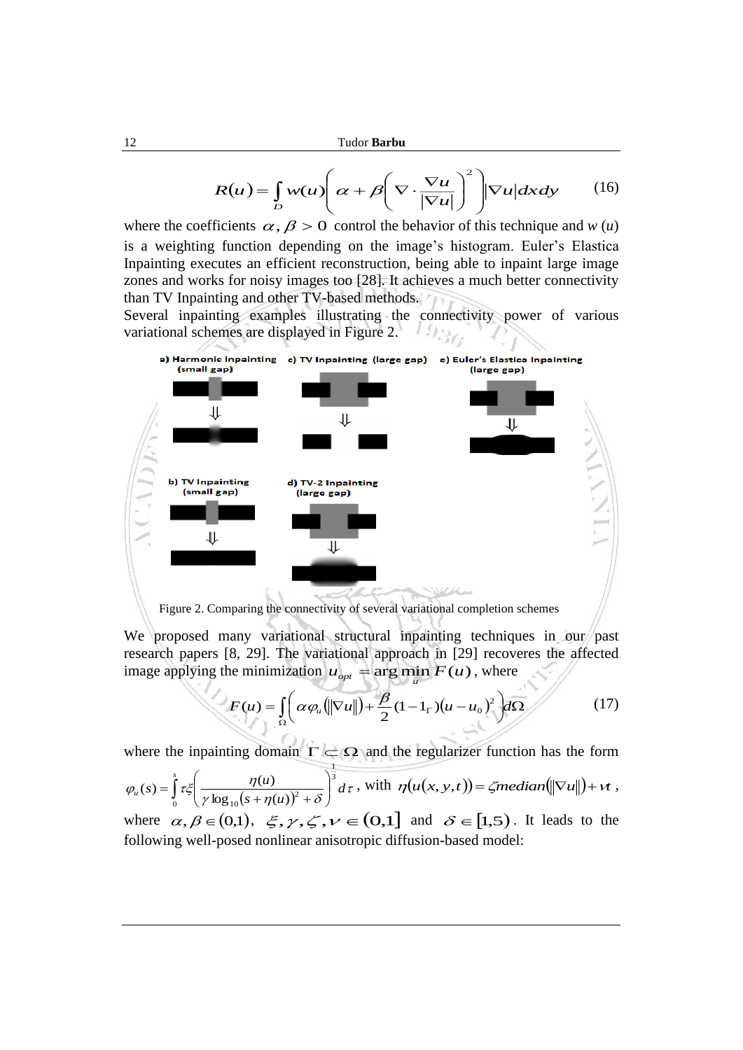$$R(u) = \int_D w(u)\left(\alpha + \beta\left(\nabla \cdot \frac{\nabla u}{|\nabla u|}\right)^2\right)|\nabla u|dxdy \qquad (16)$$

where the coefficients $\alpha, \beta > 0$ control the behavior of this technique and $w(u)$ is a weighting function depending on the image's histogram. Euler's Elastica Inpainting executes an efficient reconstruction, being able to inpaint large image zones and works for noisy images too [28]. It achieves a much better connectivity than TV Inpainting and other TV-based methods.

Several inpainting examples illustrating the connectivity power of various variational schemes are displayed in Figure 2.

a) Harmonic Inpainting (small gap) c) TV Inpainting (large gap) e) Euler's Elastica Inpainting (large gap)

b) TV Inpainting (small gap) d) TV-2 Inpainting (large gap)

Figure 2. Comparing the connectivity of several variational completion schemes

We proposed many variational structural inpainting techniques in our past research papers [8, 29]. The variational approach in [29] recoveres the affected image applying the minimization $u_{opt} = \arg\min_u F(u)$, where

$$F(u) = \int_\Omega \left(\alpha\varphi_u(\|\nabla u\|) + \frac{\beta}{2}(1 - 1_\Gamma)(u - u_0)^2\right)d\Omega \qquad (17)$$

where the inpainting domain $\Gamma \subset \Omega$ and the regularizer function has the form $\varphi_u(s) = \int_0^s \tau\xi\left(\frac{\eta(u)}{\gamma\log_{10}(s + \eta(u))^2 + \delta}\right)^{\frac{1}{3}} d\tau$, with $\eta(u(x, y, t)) = \zeta median(\|\nabla u\|) + \nu t$, where $\alpha, \beta \in (0,1)$, $\xi, \gamma, \zeta, \nu \in (0,1]$ and $\delta \in [1,5)$. It leads to the following well-posed nonlinear anisotropic diffusion-based model: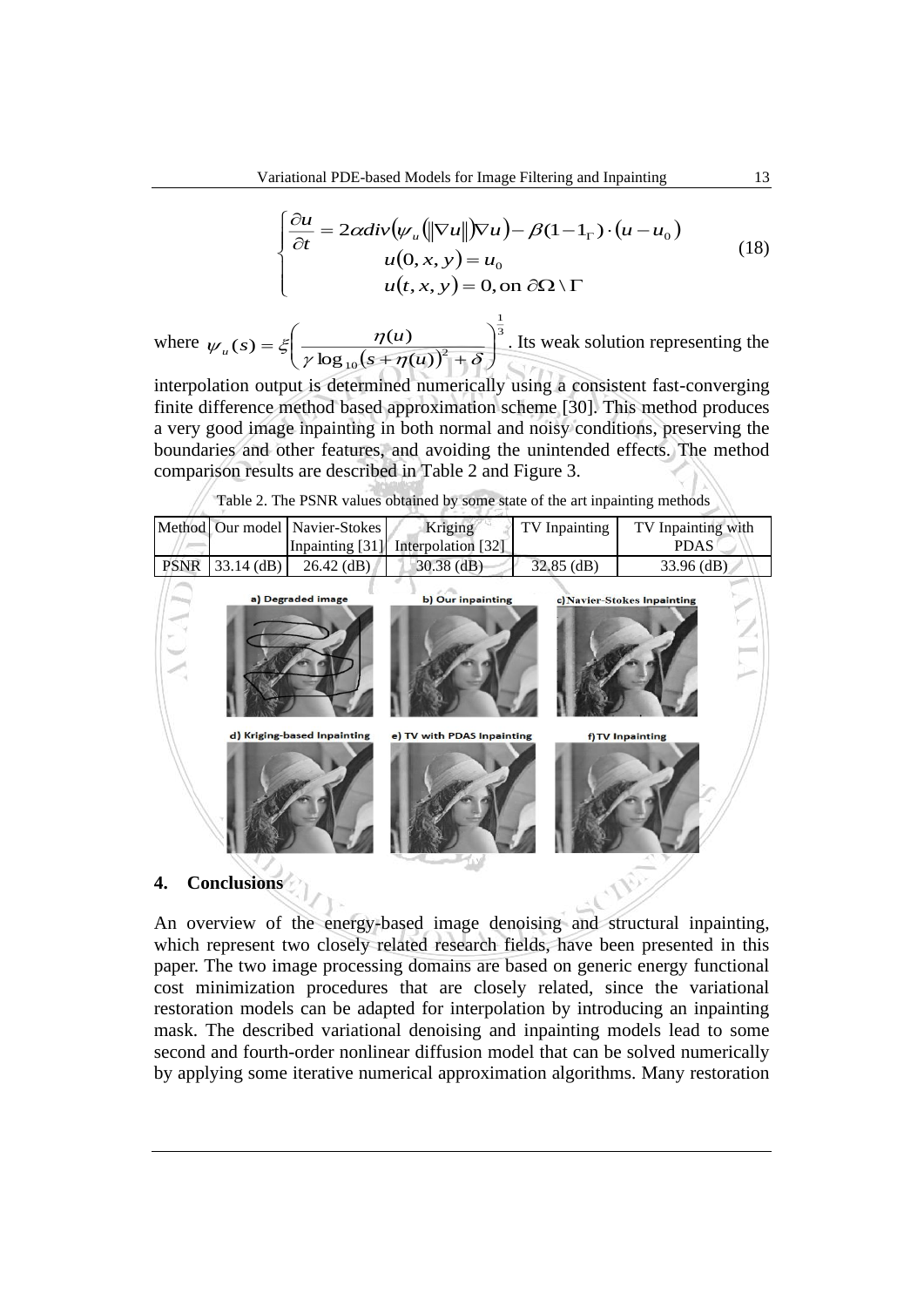$$\begin{cases} \dfrac{\partial u}{\partial t} = 2\alpha div\left(\psi_u\left(\|\nabla u\|\right)\nabla u\right) - \beta(1-1_\Gamma)\cdot(u-u_0) \\ u(0,x,y) = u_0 \\ u(t,x,y) = 0, \text{on } \partial\Omega \setminus \Gamma \end{cases} \tag{18}$$

where $\psi_u(s) = \xi\left(\dfrac{\eta(u)}{\gamma \log_{10}(s+\eta(u))^2 + \delta}\right)^{\frac{1}{3}}$. Its weak solution representing the interpolation output is determined numerically using a consistent fast-converging finite difference method based approximation scheme [30]. This method produces a very good image inpainting in both normal and noisy conditions, preserving the boundaries and other features, and avoiding the unintended effects. The method comparison results are described in Table 2 and Figure 3.

Table 2. The PSNR values obtained by some state of the art inpainting methods

| Method | Our model | Navier-Stokes Inpainting [31] | Kriging Interpolation [32] | TV Inpainting | TV Inpainting with PDAS |
|---|---|---|---|---|---|
| PSNR | 33.14 (dB) | 26.42 (dB) | 30.38 (dB) | 32.85 (dB) | 33.96 (dB) |

a) Degraded image b) Our inpainting c) Navier-Stokes Inpainting

d) Kriging-based Inpainting e) TV with PDAS Inpainting f) TV Inpainting

## 4. Conclusions

An overview of the energy-based image denoising and structural inpainting, which represent two closely related research fields, have been presented in this paper. The two image processing domains are based on generic energy functional cost minimization procedures that are closely related, since the variational restoration models can be adapted for interpolation by introducing an inpainting mask. The described variational denoising and inpainting models lead to some second and fourth-order nonlinear diffusion model that can be solved numerically by applying some iterative numerical approximation algorithms. Many restoration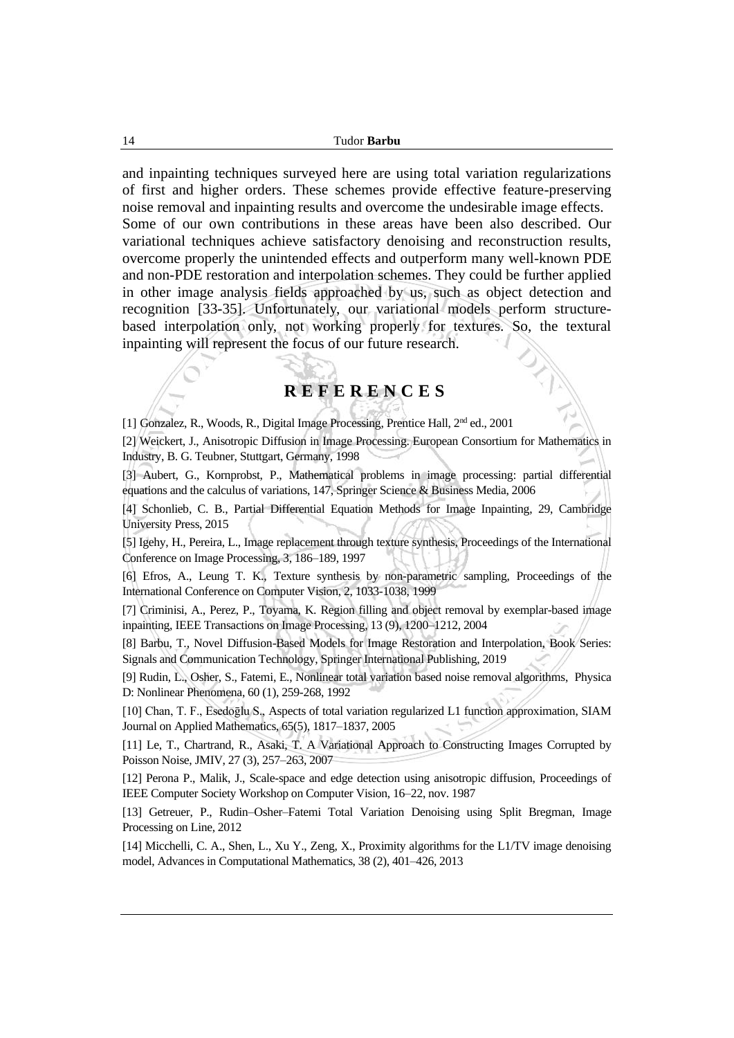and inpainting techniques surveyed here are using total variation regularizations of first and higher orders. These schemes provide effective feature-preserving noise removal and inpainting results and overcome the undesirable image effects.

Some of our own contributions in these areas have been also described. Our variational techniques achieve satisfactory denoising and reconstruction results, overcome properly the unintended effects and outperform many well-known PDE and non-PDE restoration and interpolation schemes. They could be further applied in other image analysis fields approached by us, such as object detection and recognition [33-35]. Unfortunately, our variational models perform structure-based interpolation only, not working properly for textures. So, the textural inpainting will represent the focus of our future research.

## R E F E R E N C E S

[1] Gonzalez, R., Woods, R., Digital Image Processing, Prentice Hall, 2nd ed., 2001

[2] Weickert, J., Anisotropic Diffusion in Image Processing. European Consortium for Mathematics in Industry, B. G. Teubner, Stuttgart, Germany, 1998

[3] Aubert, G., Kornprobst, P., Mathematical problems in image processing: partial differential equations and the calculus of variations, 147, Springer Science & Business Media, 2006

[4] Schonlieb, C. B., Partial Differential Equation Methods for Image Inpainting, 29, Cambridge University Press, 2015

[5] Igehy, H., Pereira, L., Image replacement through texture synthesis, Proceedings of the International Conference on Image Processing, 3, 186–189, 1997

[6] Efros, A., Leung T. K., Texture synthesis by non-parametric sampling, Proceedings of the International Conference on Computer Vision, 2, 1033-1038, 1999

[7] Criminisi, A., Perez, P., Toyama, K. Region filling and object removal by exemplar-based image inpainting, IEEE Transactions on Image Processing, 13 (9), 1200–1212, 2004

[8] Barbu, T., Novel Diffusion-Based Models for Image Restoration and Interpolation, Book Series: Signals and Communication Technology, Springer International Publishing, 2019

[9] Rudin, L., Osher, S., Fatemi, E., Nonlinear total variation based noise removal algorithms, Physica D: Nonlinear Phenomena, 60 (1), 259-268, 1992

[10] Chan, T. F., Esedoḡlu S., Aspects of total variation regularized L1 function approximation, SIAM Journal on Applied Mathematics, 65(5), 1817–1837, 2005

[11] Le, T., Chartrand, R., Asaki, T. A Variational Approach to Constructing Images Corrupted by Poisson Noise, JMIV, 27 (3), 257–263, 2007

[12] Perona P., Malik, J., Scale-space and edge detection using anisotropic diffusion, Proceedings of IEEE Computer Society Workshop on Computer Vision, 16–22, nov. 1987

[13] Getreuer, P., Rudin–Osher–Fatemi Total Variation Denoising using Split Bregman, Image Processing on Line, 2012

[14] Micchelli, C. A., Shen, L., Xu Y., Zeng, X., Proximity algorithms for the L1/TV image denoising model, Advances in Computational Mathematics, 38 (2), 401–426, 2013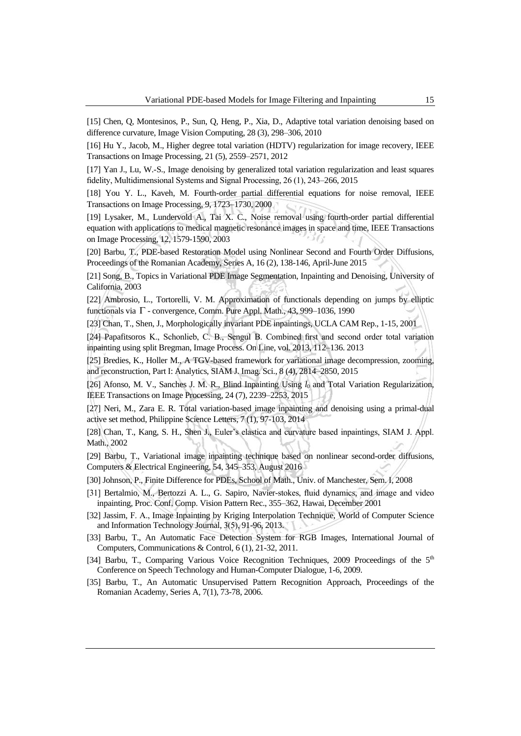[15] Chen, Q, Montesinos, P., Sun, Q, Heng, P., Xia, D., Adaptive total variation denoising based on difference curvature, Image Vision Computing, 28 (3), 298–306, 2010

[16] Hu Y., Jacob, M., Higher degree total variation (HDTV) regularization for image recovery, IEEE Transactions on Image Processing, 21 (5), 2559–2571, 2012

[17] Yan J., Lu, W.-S., Image denoising by generalized total variation regularization and least squares fidelity, Multidimensional Systems and Signal Processing, 26 (1), 243–266, 2015

[18] You Y. L., Kaveh, M. Fourth-order partial differential equations for noise removal, IEEE Transactions on Image Processing, 9, 1723–1730, 2000

[19] Lysaker, M., Lundervold A., Tai X. C., Noise removal using fourth-order partial differential equation with applications to medical magnetic resonance images in space and time, IEEE Transactions on Image Processing, 12, 1579-1590, 2003

[20] Barbu, T., PDE-based Restoration Model using Nonlinear Second and Fourth Order Diffusions, Proceedings of the Romanian Academy, Series A, 16 (2), 138-146, April-June 2015

[21] Song, B., Topics in Variational PDE Image Segmentation, Inpainting and Denoising, University of California, 2003

[22] Ambrosio, L., Tortorelli, V. M. Approximation of functionals depending on jumps by elliptic functionals via $\Gamma$ - convergence, Comm. Pure Appl. Math., 43, 999–1036, 1990

[23] Chan, T., Shen, J., Morphologically invariant PDE inpaintings, UCLA CAM Rep., 1-15, 2001

[24] Papafitsoros K., Schonlieb, C. B., Sengul B. Combined first and second order total variation inpainting using split Bregman, Image Process. On Line, vol. 2013, 112–136. 2013

[25] Bredies, K., Holler M., A TGV-based framework for variational image decompression, zooming, and reconstruction, Part I: Analytics, SIAM J. Imag. Sci., 8 (4), 2814–2850, 2015

[26] Afonso, M. V., Sanches J. M. R., Blind Inpainting Using $l_0$ and Total Variation Regularization, IEEE Transactions on Image Processing, 24 (7), 2239–2253, 2015

[27] Neri, M., Zara E. R. Total variation-based image inpainting and denoising using a primal-dual active set method, Philippine Science Letters, 7 (1), 97-103, 2014

[28] Chan, T., Kang, S. H., Shen J., Euler's elastica and curvature based inpaintings, SIAM J. Appl. Math., 2002

[29] Barbu, T., Variational image inpainting technique based on nonlinear second-order diffusions, Computers & Electrical Engineering, 54, 345–353, August 2016

[30] Johnson, P., Finite Difference for PDEs, School of Math., Univ. of Manchester, Sem. I, 2008

[31] Bertalmio, M., Bertozzi A. L., G. Sapiro, Navier-stokes, fluid dynamics, and image and video inpainting, Proc. Conf. Comp. Vision Pattern Rec., 355–362, Hawai, December 2001

[32] Jassim, F. A., Image Inpainting by Kriging Interpolation Technique, World of Computer Science and Information Technology Journal, 3(5), 91-96, 2013.

[33] Barbu, T., An Automatic Face Detection System for RGB Images, International Journal of Computers, Communications & Control, 6 (1), 21-32, 2011.

[34] Barbu, T., Comparing Various Voice Recognition Techniques, 2009 Proceedings of the $5^{th}$ Conference on Speech Technology and Human-Computer Dialogue, 1-6, 2009.

[35] Barbu, T., An Automatic Unsupervised Pattern Recognition Approach, Proceedings of the Romanian Academy, Series A, 7(1), 73-78, 2006.